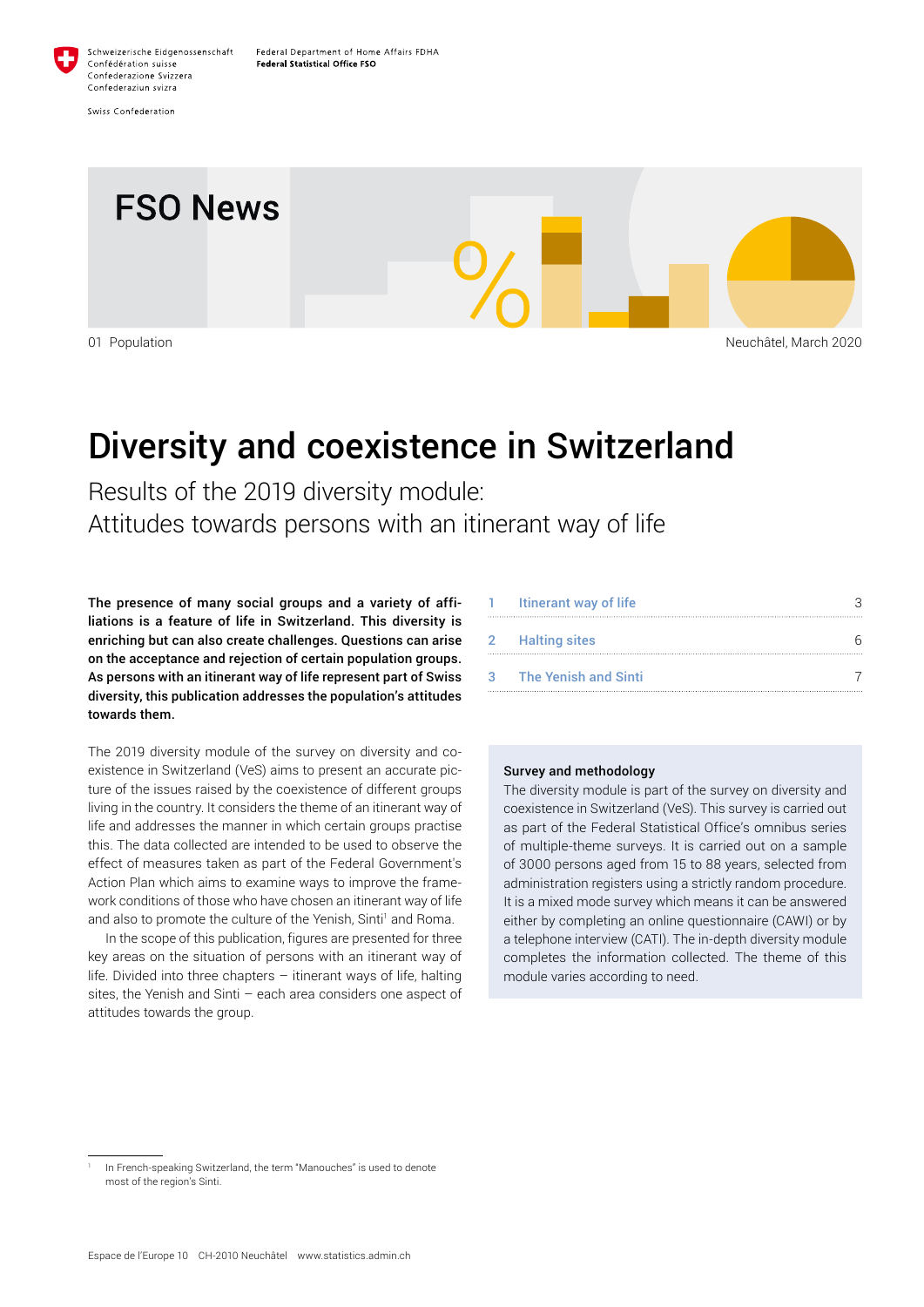Schweizerische Eidgenossenschaft
Confédération suisse
Confederazione Svizzera
Confederaziun svizra

Swiss Confederation

Federal Department of Home Affairs FDHA
**Federal Statistical Office FSO**

FSO News

01 Population

Neuchâtel, March 2020

# Diversity and coexistence in Switzerland

## Results of the 2019 diversity module: Attitudes towards persons with an itinerant way of life

**The presence of many social groups and a variety of affiliations is a feature of life in Switzerland. This diversity is enriching but can also create challenges. Questions can arise on the acceptance and rejection of certain population groups. As persons with an itinerant way of life represent part of Swiss diversity, this publication addresses the population's attitudes towards them.**

The 2019 diversity module of the survey on diversity and coexistence in Switzerland (VeS) aims to present an accurate picture of the issues raised by the coexistence of different groups living in the country. It considers the theme of an itinerant way of life and addresses the manner in which certain groups practise this. The data collected are intended to be used to observe the effect of measures taken as part of the Federal Government's Action Plan which aims to examine ways to improve the framework conditions of those who have chosen an itinerant way of life and also to promote the culture of the Yenish, Sinti[1] and Roma.

In the scope of this publication, figures are presented for three key areas on the situation of persons with an itinerant way of life. Divided into three chapters – itinerant ways of life, halting sites, the Yenish and Sinti – each area considers one aspect of attitudes towards the group.

| | | |
|---|---|---|
| 1 | Itinerant way of life | 3 |
| 2 | Halting sites | 6 |
| 3 | The Yenish and Sinti | 7 |

**Survey and methodology**

The diversity module is part of the survey on diversity and coexistence in Switzerland (VeS). This survey is carried out as part of the Federal Statistical Office's omnibus series of multiple-theme surveys. It is carried out on a sample of 3000 persons aged from 15 to 88 years, selected from administration registers using a strictly random procedure. It is a mixed mode survey which means it can be answered either by completing an online questionnaire (CAWI) or by a telephone interview (CATI). The in-depth diversity module completes the information collected. The theme of this module varies according to need.

[1] In French-speaking Switzerland, the term "Manouches" is used to denote most of the region's Sinti.

Espace de l'Europe 10 CH-2010 Neuchâtel www.statistics.admin.ch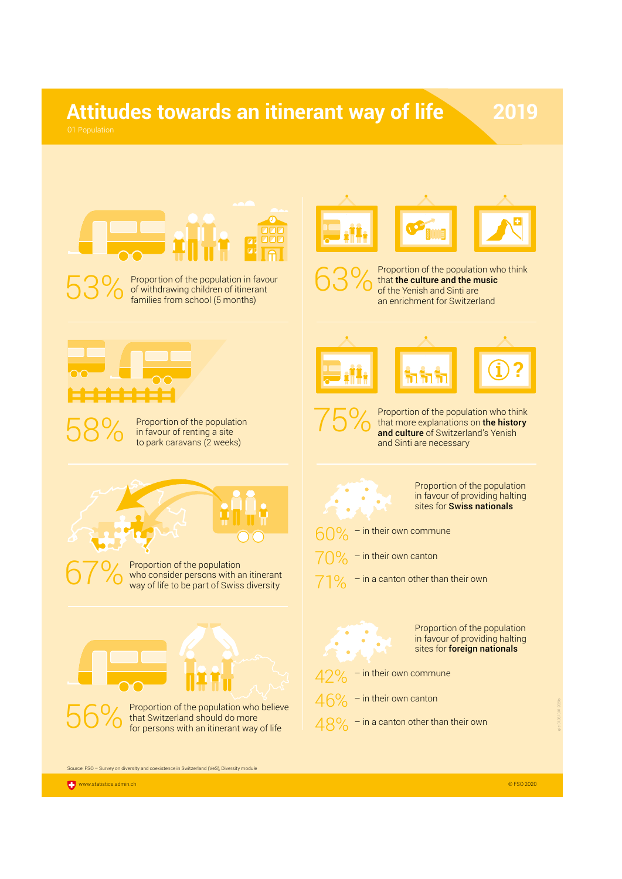# Attitudes towards an itinerant way of life

**2019**

01 Population

**53%** Proportion of the population in favour of withdrawing children of itinerant families from school (5 months)

**58%** Proportion of the population in favour of renting a site to park caravans (2 weeks)

**67%** Proportion of the population who consider persons with an itinerant way of life to be part of Swiss diversity

**56%** Proportion of the population who believe that Switzerland should do more for persons with an itinerant way of life

**63%** Proportion of the population who think that **the culture and the music** of the Yenish and Sinti are an enrichment for Switzerland

**75%** Proportion of the population who think that more explanations on **the history and culture** of Switzerland's Yenish and Sinti are necessary

Proportion of the population in favour of providing halting sites for **Swiss nationals**

- 60% – in their own commune
- 70% – in their own canton
- 71% – in a canton other than their own

Proportion of the population in favour of providing halting sites for **foreign nationals**

- 42% – in their own commune
- 46% – in their own canton
- 48% – in a canton other than their own

Source: FSO – Survey on diversity and coexistence in Switzerland (VeS), Diversity module

www.statistics.admin.ch

© FSO 2020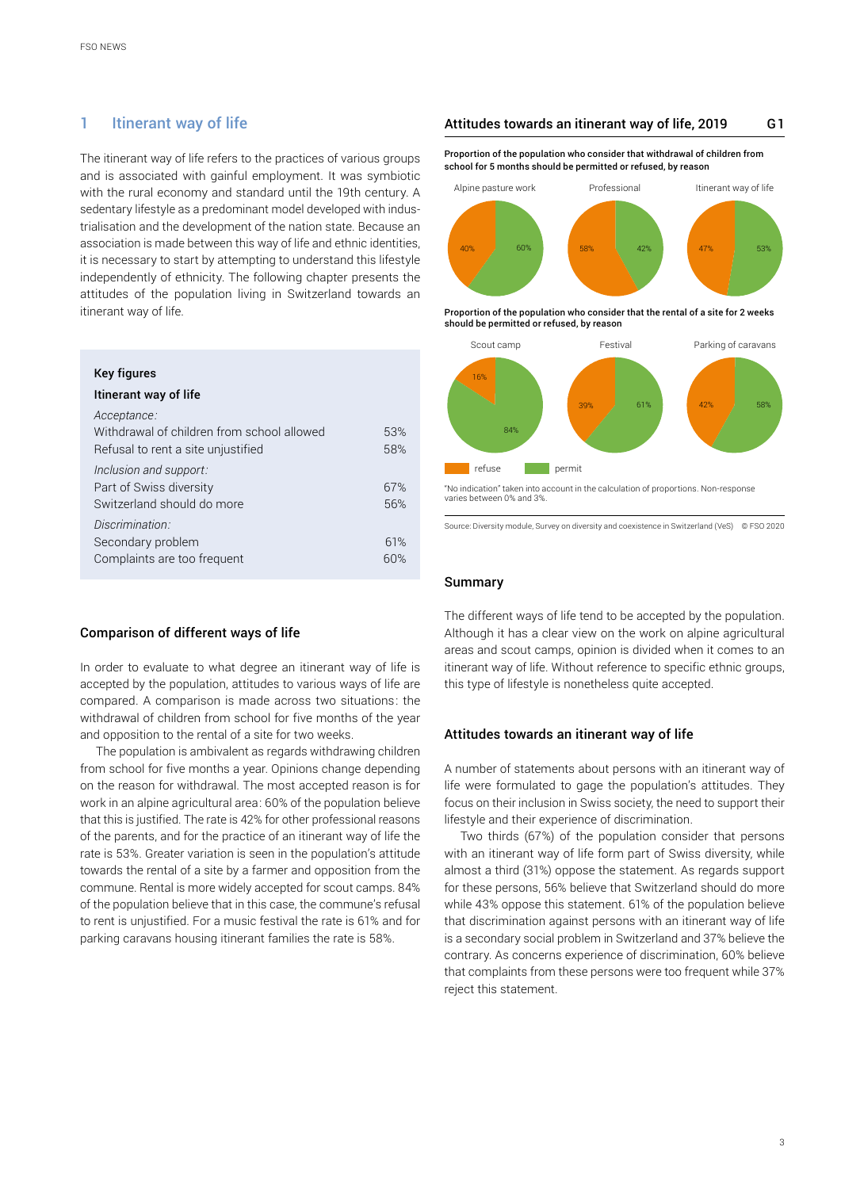## 1 Itinerant way of life

The itinerant way of life refers to the practices of various groups and is associated with gainful employment. It was symbiotic with the rural economy and standard until the 19th century. A sedentary lifestyle as a predominant model developed with industrialisation and the development of the nation state. Because an association is made between this way of life and ethnic identities, it is necessary to start by attempting to understand this lifestyle independently of ethnicity. The following chapter presents the attitudes of the population living in Switzerland towards an itinerant way of life.

**Key figures**

**Itinerant way of life**

| | |
|---|---|
| *Acceptance:* | |
| Withdrawal of children from school allowed | 53% |
| Refusal to rent a site unjustified | 58% |
| *Inclusion and support:* | |
| Part of Swiss diversity | 67% |
| Switzerland should do more | 56% |
| *Discrimination:* | |
| Secondary problem | 61% |
| Complaints are too frequent | 60% |

### Comparison of different ways of life

In order to evaluate to what degree an itinerant way of life is accepted by the population, attitudes to various ways of life are compared. A comparison is made across two situations: the withdrawal of children from school for five months of the year and opposition to the rental of a site for two weeks.

The population is ambivalent as regards withdrawing children from school for five months a year. Opinions change depending on the reason for withdrawal. The most accepted reason is for work in an alpine agricultural area: 60% of the population believe that this is justified. The rate is 42% for other professional reasons of the parents, and for the practice of an itinerant way of life the rate is 53%. Greater variation is seen in the population's attitude towards the rental of a site by a farmer and opposition from the commune. Rental is more widely accepted for scout camps. 84% of the population believe that in this case, the commune's refusal to rent is unjustified. For a music festival the rate is 61% and for parking caravans housing itinerant families the rate is 58%.

**Attitudes towards an itinerant way of life, 2019 G1**

Proportion of the population who consider that withdrawal of children from school for 5 months should be permitted or refused, by reason

| Reason | refuse | permit |
|---|---|---|
| Alpine pasture work | 40% | 60% |
| Professional | 58% | 42% |
| Itinerant way of life | 47% | 53% |

Proportion of the population who consider that the rental of a site for 2 weeks should be permitted or refused, by reason

| Reason | refuse | permit |
|---|---|---|
| Scout camp | 16% | 84% |
| Festival | 39% | 61% |
| Parking of caravans | 42% | 58% |

"No indication" taken into account in the calculation of proportions. Non-response varies between 0% and 3%.

Source: Diversity module, Survey on diversity and coexistence in Switzerland (VeS) © FSO 2020

### Summary

The different ways of life tend to be accepted by the population. Although it has a clear view on the work on alpine agricultural areas and scout camps, opinion is divided when it comes to an itinerant way of life. Without reference to specific ethnic groups, this type of lifestyle is nonetheless quite accepted.

### Attitudes towards an itinerant way of life

A number of statements about persons with an itinerant way of life were formulated to gage the population's attitudes. They focus on their inclusion in Swiss society, the need to support their lifestyle and their experience of discrimination.

Two thirds (67%) of the population consider that persons with an itinerant way of life form part of Swiss diversity, while almost a third (31%) oppose the statement. As regards support for these persons, 56% believe that Switzerland should do more while 43% oppose this statement. 61% of the population believe that discrimination against persons with an itinerant way of life is a secondary social problem in Switzerland and 37% believe the contrary. As concerns experience of discrimination, 60% believe that complaints from these persons were too frequent while 37% reject this statement.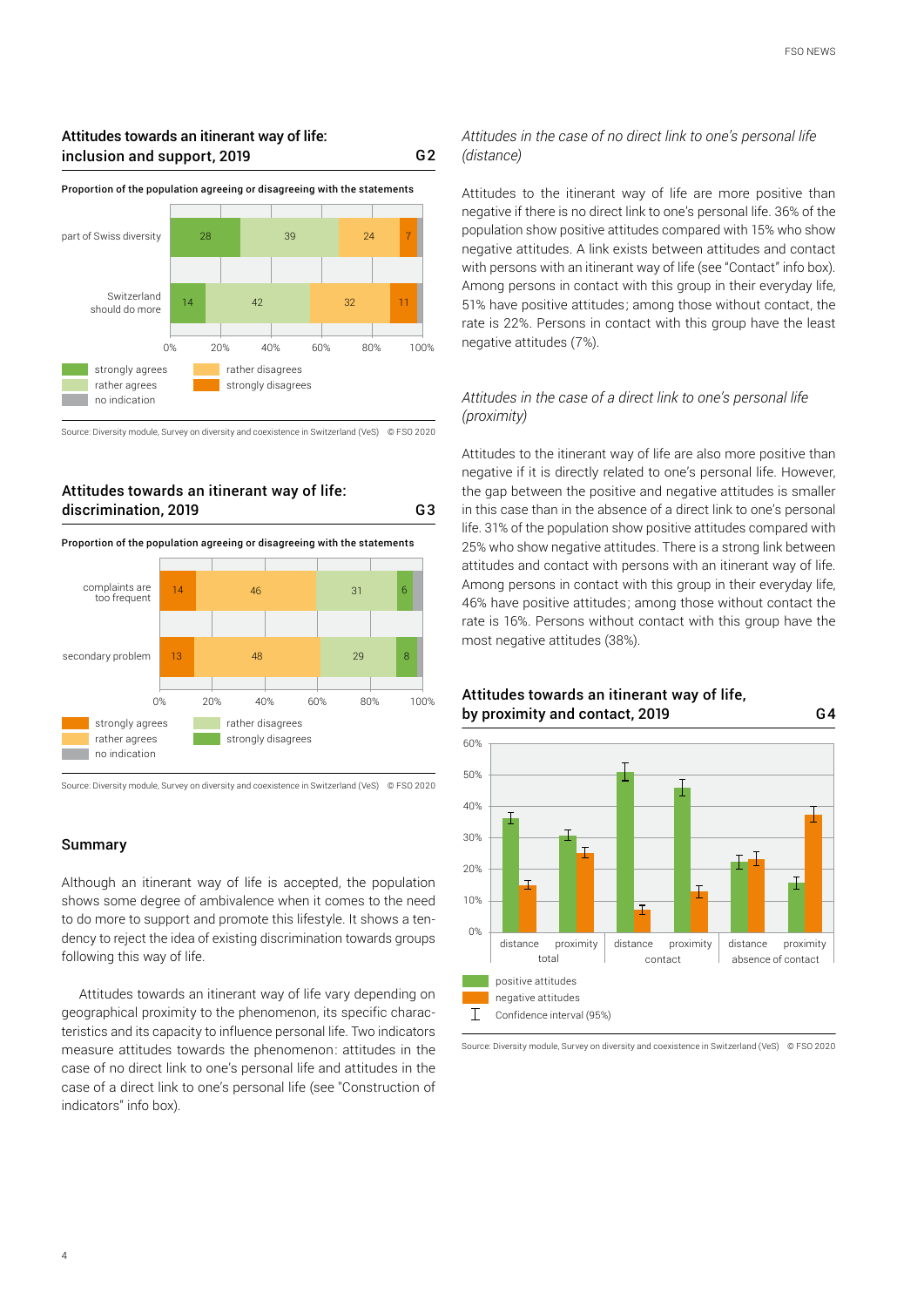## Attitudes towards an itinerant way of life: inclusion and support, 2019 — G2

**Proportion of the population agreeing or disagreeing with the statements**

| | strongly agrees | rather agrees | rather disagrees | strongly disagrees |
|---|---|---|---|---|
| part of Swiss diversity | 28 | 39 | 24 | 7 |
| Switzerland should do more | 14 | 42 | 32 | 11 |

strongly agrees · rather agrees · no indication · rather disagrees · strongly disagrees

Source: Diversity module, Survey on diversity and coexistence in Switzerland (VeS) © FSO 2020

## Attitudes towards an itinerant way of life: discrimination, 2019 — G3

**Proportion of the population agreeing or disagreeing with the statements**

| | strongly agrees | rather agrees | rather disagrees | strongly disagrees |
|---|---|---|---|---|
| complaints are too frequent | 14 | 46 | 31 | 6 |
| secondary problem | 13 | 48 | 29 | 8 |

strongly agrees · rather agrees · no indication · rather disagrees · strongly disagrees

Source: Diversity module, Survey on diversity and coexistence in Switzerland (VeS) © FSO 2020

### Summary

Although an itinerant way of life is accepted, the population shows some degree of ambivalence when it comes to the need to do more to support and promote this lifestyle. It shows a tendency to reject the idea of existing discrimination towards groups following this way of life.

Attitudes towards an itinerant way of life vary depending on geographical proximity to the phenomenon, its specific characteristics and its capacity to influence personal life. Two indicators measure attitudes towards the phenomenon: attitudes in the case of no direct link to one's personal life and attitudes in the case of a direct link to one's personal life (see "Construction of indicators" info box).

*Attitudes in the case of no direct link to one's personal life (distance)*

Attitudes to the itinerant way of life are more positive than negative if there is no direct link to one's personal life. 36% of the population show positive attitudes compared with 15% who show negative attitudes. A link exists between attitudes and contact with persons with an itinerant way of life (see "Contact" info box). Among persons in contact with this group in their everyday life, 51% have positive attitudes; among those without contact, the rate is 22%. Persons in contact with this group have the least negative attitudes (7%).

*Attitudes in the case of a direct link to one's personal life (proximity)*

Attitudes to the itinerant way of life are also more positive than negative if it is directly related to one's personal life. However, the gap between the positive and negative attitudes is smaller in this case than in the absence of a direct link to one's personal life. 31% of the population show positive attitudes compared with 25% who show negative attitudes. There is a strong link between attitudes and contact with persons with an itinerant way of life. Among persons in contact with this group in their everyday life, 46% have positive attitudes; among those without contact the rate is 16%. Persons without contact with this group have the most negative attitudes (38%).

## Attitudes towards an itinerant way of life, by proximity and contact, 2019 — G4

| | | positive attitudes | negative attitudes |
|---|---|---|---|
| total | distance | 36% | 15% |
| total | proximity | 31% | 25% |
| contact | distance | 51% | 7% |
| contact | proximity | 46% | 13% |
| absence of contact | distance | 22% | 23% |
| absence of contact | proximity | 16% | 38% |

positive attitudes · negative attitudes · Confidence interval (95%)

Source: Diversity module, Survey on diversity and coexistence in Switzerland (VeS) © FSO 2020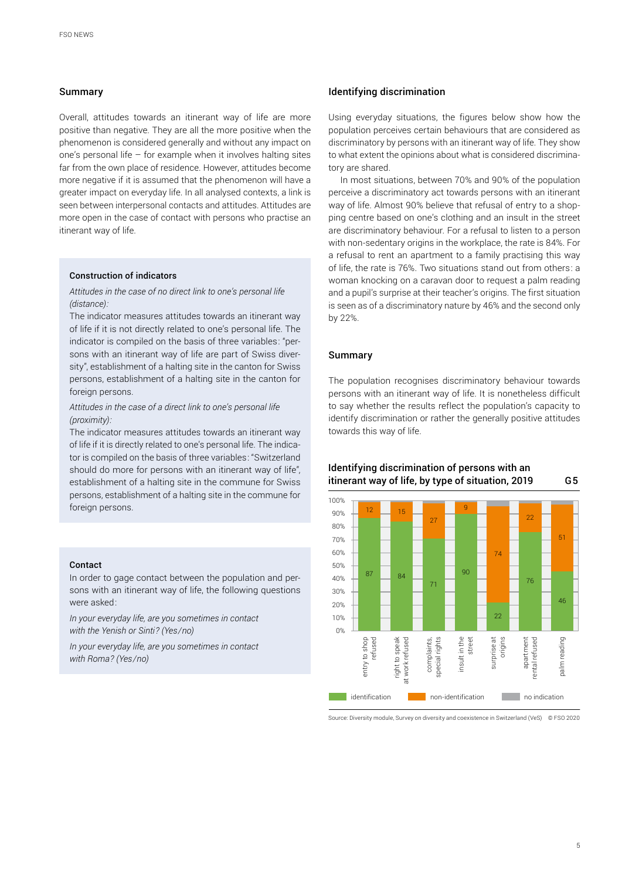## Summary

Overall, attitudes towards an itinerant way of life are more positive than negative. They are all the more positive when the phenomenon is considered generally and without any impact on one's personal life – for example when it involves halting sites far from the own place of residence. However, attitudes become more negative if it is assumed that the phenomenon will have a greater impact on everyday life. In all analysed contexts, a link is seen between interpersonal contacts and attitudes. Attitudes are more open in the case of contact with persons who practise an itinerant way of life.

### Construction of indicators

*Attitudes in the case of no direct link to one's personal life (distance):*

The indicator measures attitudes towards an itinerant way of life if it is not directly related to one's personal life. The indicator is compiled on the basis of three variables: "persons with an itinerant way of life are part of Swiss diversity", establishment of a halting site in the canton for Swiss persons, establishment of a halting site in the canton for foreign persons.

*Attitudes in the case of a direct link to one's personal life (proximity):*

The indicator measures attitudes towards an itinerant way of life if it is directly related to one's personal life. The indicator is compiled on the basis of three variables: "Switzerland should do more for persons with an itinerant way of life", establishment of a halting site in the commune for Swiss persons, establishment of a halting site in the commune for foreign persons.

### Contact

In order to gage contact between the population and persons with an itinerant way of life, the following questions were asked:

*In your everyday life, are you sometimes in contact with the Yenish or Sinti? (Yes/no)*

*In your everyday life, are you sometimes in contact with Roma? (Yes/no)*

## Identifying discrimination

Using everyday situations, the figures below show how the population perceives certain behaviours that are considered as discriminatory by persons with an itinerant way of life. They show to what extent the opinions about what is considered discriminatory are shared.

In most situations, between 70% and 90% of the population perceive a discriminatory act towards persons with an itinerant way of life. Almost 90% believe that refusal of entry to a shopping centre based on one's clothing and an insult in the street are discriminatory behaviour. For a refusal to listen to a person with non-sedentary origins in the workplace, the rate is 84%. For a refusal to rent an apartment to a family practising this way of life, the rate is 76%. Two situations stand out from others: a woman knocking on a caravan door to request a palm reading and a pupil's surprise at their teacher's origins. The first situation is seen as of a discriminatory nature by 46% and the second only by 22%.

## Summary

The population recognises discriminatory behaviour towards persons with an itinerant way of life. It is nonetheless difficult to say whether the results reflect the population's capacity to identify discrimination or rather the generally positive attitudes towards this way of life.

### Identifying discrimination of persons with an itinerant way of life, by type of situation, 2019 — G 5

| Situation | identification | non-identification |
|---|---|---|
| entry to shop refused | 87 | 12 |
| right to speak at work refused | 84 | 15 |
| complaints, special rights | 71 | 27 |
| insult in the street | 90 | 9 |
| surprise at origins | 22 | 74 |
| apartment rental refused | 76 | 22 |
| palm reading | 46 | 51 |

Legend: identification, non-identication, no indication

Source: Diversity module, Survey on diversity and coexistence in Switzerland (VeS) © FSO 2020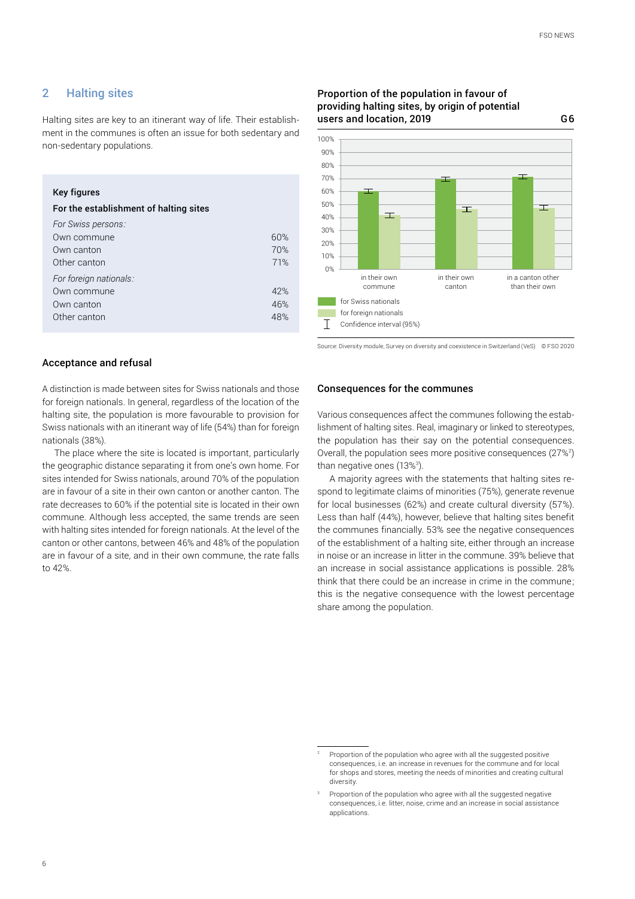## 2 Halting sites

Halting sites are key to an itinerant way of life. Their establishment in the communes is often an issue for both sedentary and non-sedentary populations.

**Key figures**

**For the establishment of halting sites**

| | |
|---|---|
| *For Swiss persons:* | |
| Own commune | 60% |
| Own canton | 70% |
| Other canton | 71% |
| *For foreign nationals:* | |
| Own commune | 42% |
| Own canton | 46% |
| Other canton | 48% |

### Acceptance and refusal

A distinction is made between sites for Swiss nationals and those for foreign nationals. In general, regardless of the location of the halting site, the population is more favourable to provision for Swiss nationals with an itinerant way of life (54%) than for foreign nationals (38%).

The place where the site is located is important, particularly the geographic distance separating it from one's own home. For sites intended for Swiss nationals, around 70% of the population are in favour of a site in their own canton or another canton. The rate decreases to 60% if the potential site is located in their own commune. Although less accepted, the same trends are seen with halting sites intended for foreign nationals. At the level of the canton or other cantons, between 46% and 48% of the population are in favour of a site, and in their own commune, the rate falls to 42%.

**Proportion of the population in favour of providing halting sites, by origin of potential users and location, 2019** G6

| | in their own commune | in their own canton | in a canton other than their own |
|---|---|---|---|
| for Swiss nationals | 60% | 70% | 71% |
| for foreign nationals | 42% | 46% | 48% |

Confidence interval (95%)

Source: Diversity module, Survey on diversity and coexistence in Switzerland (VeS) © FSO 2020

### Consequences for the communes

Various consequences affect the communes following the establishment of halting sites. Real, imaginary or linked to stereotypes, the population has their say on the potential consequences. Overall, the population sees more positive consequences (27%[2]) than negative ones (13%[3]).

A majority agrees with the statements that halting sites respond to legitimate claims of minorities (75%), generate revenue for local businesses (62%) and create cultural diversity (57%). Less than half (44%), however, believe that halting sites benefit the communes financially. 53% see the negative consequences of the establishment of a halting site, either through an increase in noise or an increase in litter in the commune. 39% believe that an increase in social assistance applications is possible. 28% think that there could be an increase in crime in the commune; this is the negative consequence with the lowest percentage share among the population.

---

[2] Proportion of the population who agree with all the suggested positive consequences, i.e. an increase in revenues for the commune and for local for shops and stores, meeting the needs of minorities and creating cultural diversity.

[3] Proportion of the population who agree with all the suggested negative consequences, i.e. litter, noise, crime and an increase in social assistance applications.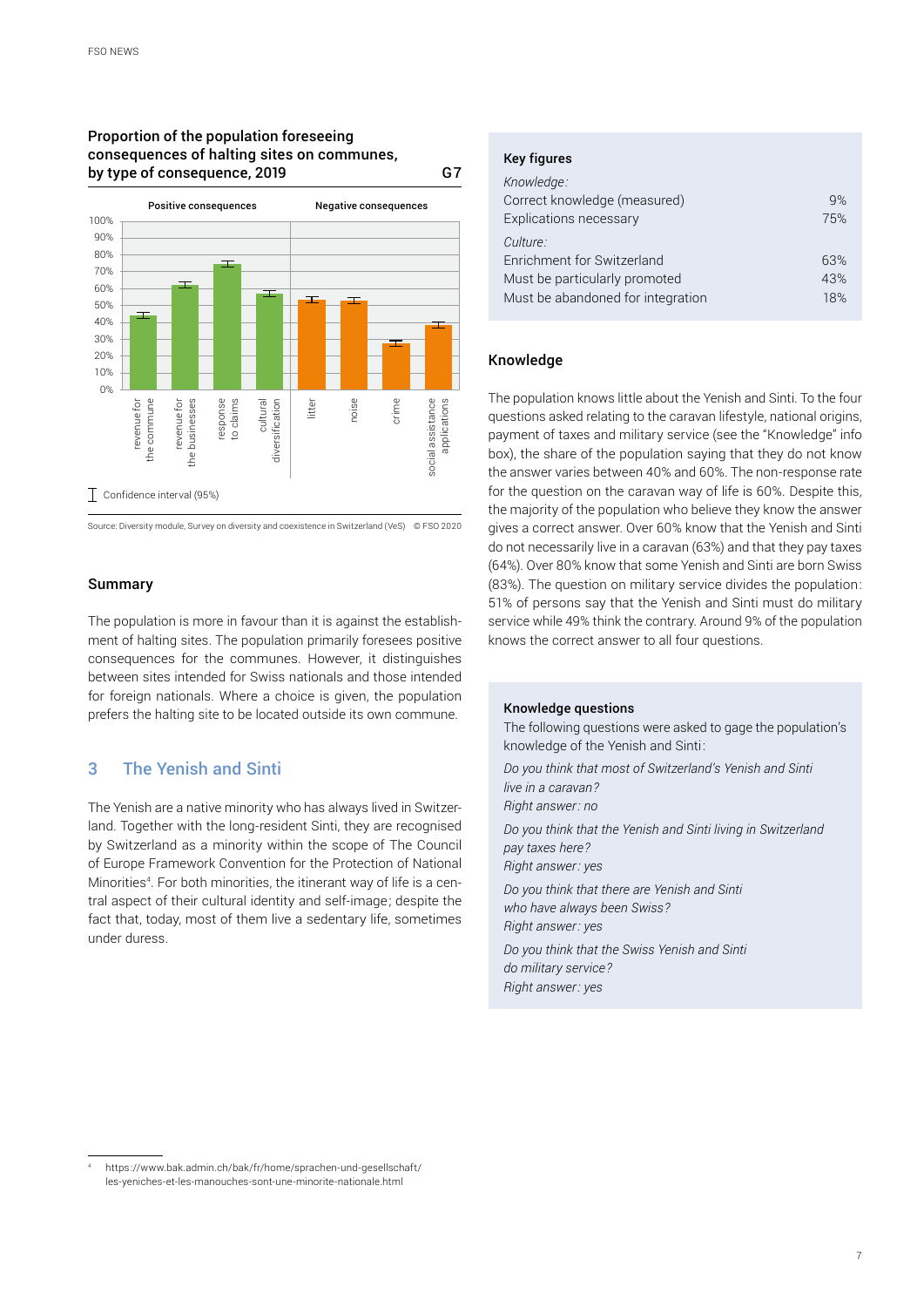**Proportion of the population foreseeing consequences of halting sites on communes, by type of consequence, 2019** G7

Source: Diversity module, Survey on diversity and coexistence in Switzerland (VeS) © FSO 2020

## Summary

The population is more in favour than it is against the establishment of halting sites. The population primarily foresees positive consequences for the communes. However, it distinguishes between sites intended for Swiss nationals and those intended for foreign nationals. Where a choice is given, the population prefers the halting site to be located outside its own commune.

## 3 The Yenish and Sinti

The Yenish are a native minority who has always lived in Switzerland. Together with the long-resident Sinti, they are recognised by Switzerland as a minority within the scope of The Council of Europe Framework Convention for the Protection of National Minorities[4]. For both minorities, the itinerant way of life is a central aspect of their cultural identity and self-image; despite the fact that, today, most of them live a sedentary life, sometimes under duress.

**Key figures**

| *Knowledge:* | |
|---|---|
| Correct knowledge (measured) | 9% |
| Explications necessary | 75% |
| *Culture:* | |
| Enrichment for Switzerland | 63% |
| Must be particularly promoted | 43% |
| Must be abandoned for integration | 18% |

### Knowledge

The population knows little about the Yenish and Sinti. To the four questions asked relating to the caravan lifestyle, national origins, payment of taxes and military service (see the "Knowledge" info box), the share of the population saying that they do not know the answer varies between 40% and 60%. The non-response rate for the question on the caravan way of life is 60%. Despite this, the majority of the population who believe they know the answer gives a correct answer. Over 60% know that the Yenish and Sinti do not necessarily live in a caravan (63%) and that they pay taxes (64%). Over 80% know that some Yenish and Sinti are born Swiss (83%). The question on military service divides the population: 51% of persons say that the Yenish and Sinti must do military service while 49% think the contrary. Around 9% of the population knows the correct answer to all four questions.

**Knowledge questions**

The following questions were asked to gage the population's knowledge of the Yenish and Sinti:

*Do you think that most of Switzerland's Yenish and Sinti live in a caravan?*
*Right answer: no*

*Do you think that the Yenish and Sinti living in Switzerland pay taxes here?*
*Right answer: yes*

*Do you think that there are Yenish and Sinti who have always been Swiss?*
*Right answer: yes*

*Do you think that the Swiss Yenish and Sinti do military service?*
*Right answer: yes*

[4] https://www.bak.admin.ch/bak/fr/home/sprachen-und-gesellschaft/les-yeniches-et-les-manouches-sont-une-minorite-nationale.html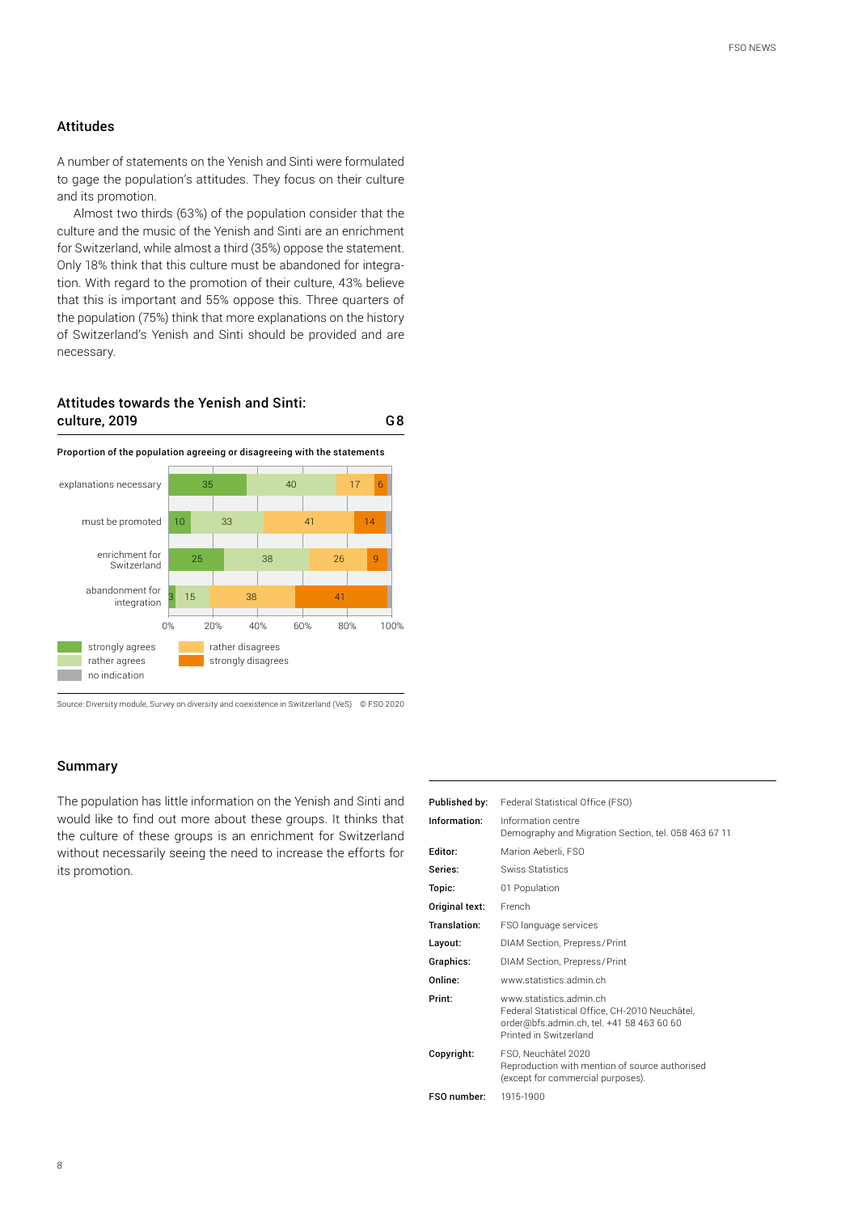## Attitudes

A number of statements on the Yenish and Sinti were formulated to gage the population's attitudes. They focus on their culture and its promotion.

Almost two thirds (63%) of the population consider that the culture and the music of the Yenish and Sinti are an enrichment for Switzerland, while almost a third (35%) oppose the statement. Only 18% think that this culture must be abandoned for integration. With regard to the promotion of their culture, 43% believe that this is important and 55% oppose this. Three quarters of the population (75%) think that more explanations on the history of Switzerland's Yenish and Sinti should be provided and are necessary.

### Attitudes towards the Yenish and Sinti: culture, 2019 — G 8

**Proportion of the population agreeing or disagreeing with the statements**

explanations necessary: 35, 40, 17, 6

must be promoted: 10, 33, 41, 14

enrichment for Switzerland: 25, 38, 26, 9

abandonment for integration: 3, 15, 38, 41

0% 20% 40% 60% 80% 100%

strongly agrees
rather agrees
no indication
rather disagrees
strongly disagrees

Source: Diversity module, Survey on diversity and coexistence in Switzerland (VeS) © FSO 2020

## Summary

The population has little information on the Yenish and Sinti and would like to find out more about these groups. It thinks that the culture of these groups is an enrichment for Switzerland without necessarily seeing the need to increase the efforts for its promotion.

| | |
|---|---|
| **Published by:** | Federal Statistical Office (FSO) |
| **Information:** | Information centre<br>Demography and Migration Section, tel. 058 463 67 11 |
| **Editor:** | Marion Aeberli, FSO |
| **Series:** | Swiss Statistics |
| **Topic:** | 01 Population |
| **Original text:** | French |
| **Translation:** | FSO language services |
| **Layout:** | DIAM Section, Prepress / Print |
| **Graphics:** | DIAM Section, Prepress / Print |
| **Online:** | www.statistics.admin.ch |
| **Print:** | www.statistics.admin.ch<br>Federal Statistical Office, CH-2010 Neuchâtel,<br>order@bfs.admin.ch, tel. +41 58 463 60 60<br>Printed in Switzerland |
| **Copyright:** | FSO, Neuchâtel 2020<br>Reproduction with mention of source authorised (except for commercial purposes). |
| **FSO number:** | 1915-1900 |